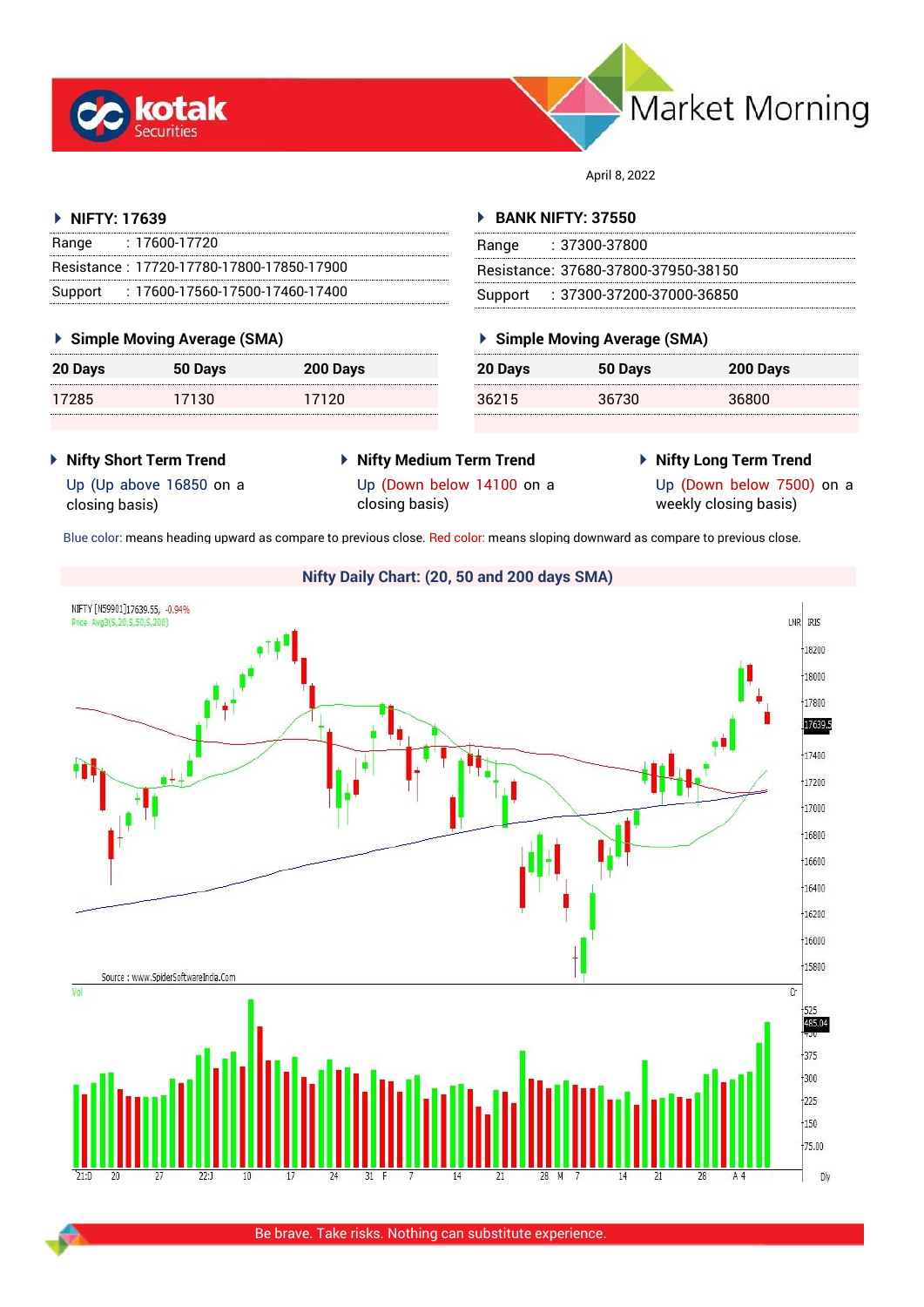# Market Morning

April 8, 2022

## NIFTY: 17639

| | |
|---|---|
| Range | : 17600-17720 |
| Resistance | : 17720-17780-17800-17850-17900 |
| Support | : 17600-17560-17500-17460-17400 |

### Simple Moving Average (SMA)

| 20 Days | 50 Days | 200 Days |
|---|---|---|
| 17285 | 17130 | 17120 |

## BANK NIFTY: 37550

| | |
|---|---|
| Range | : 37300-37800 |
| Resistance | : 37680-37800-37950-38150 |
| Support | : 37300-37200-37000-36850 |

### Simple Moving Average (SMA)

| 20 Days | 50 Days | 200 Days |
|---|---|---|
| 36215 | 36730 | 36800 |

### Nifty Short Term Trend

Up (Up above 16850 on a closing basis)

### Nifty Medium Term Trend

Up (Down below 14100 on a closing basis)

### Nifty Long Term Trend

Up (Down below 7500) on a weekly closing basis)

Blue color: means heading upward as compare to previous close. Red color: means sloping downward as compare to previous close.

### Nifty Daily Chart: (20, 50 and 200 days SMA)

Source : www.SpiderSoftwareIndia.Com

Be brave. Take risks. Nothing can substitute experience.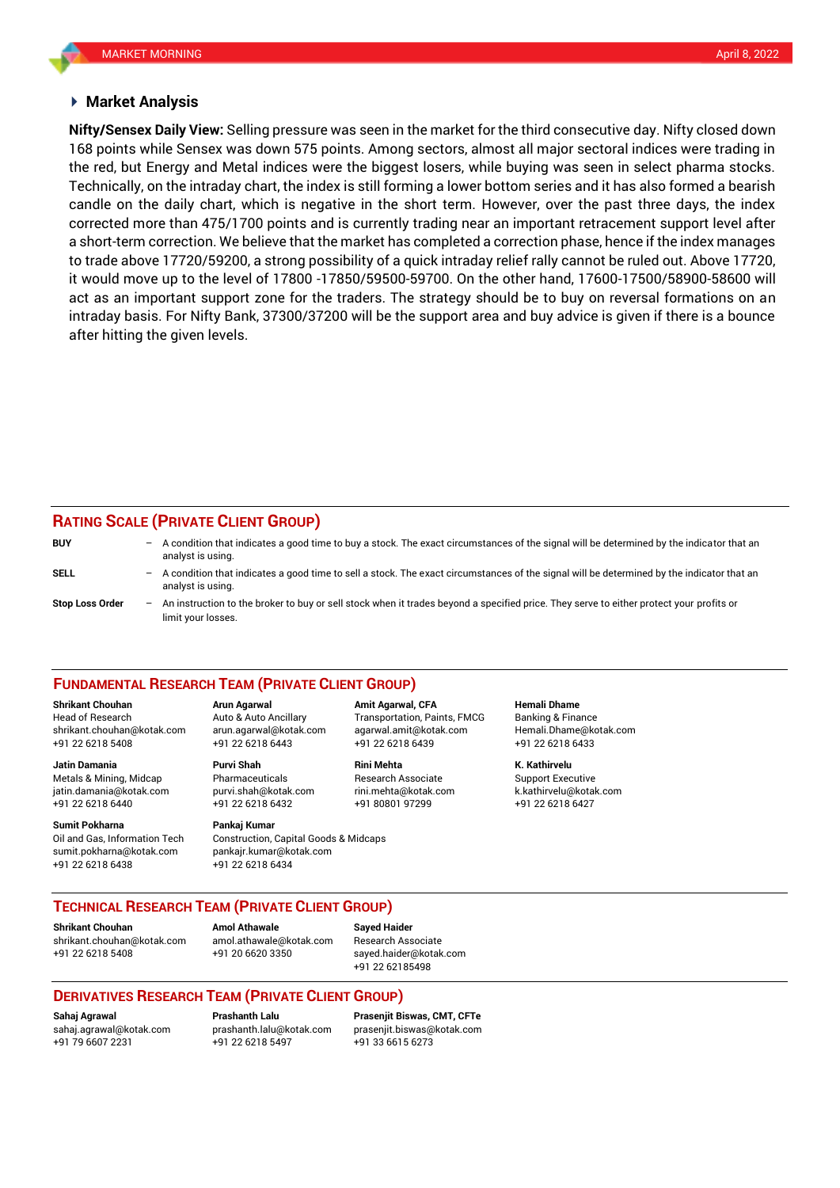## Market Analysis

**Nifty/Sensex Daily View:** Selling pressure was seen in the market for the third consecutive day. Nifty closed down 168 points while Sensex was down 575 points. Among sectors, almost all major sectoral indices were trading in the red, but Energy and Metal indices were the biggest losers, while buying was seen in select pharma stocks. Technically, on the intraday chart, the index is still forming a lower bottom series and it has also formed a bearish candle on the daily chart, which is negative in the short term. However, over the past three days, the index corrected more than 475/1700 points and is currently trading near an important retracement support level after a short-term correction. We believe that the market has completed a correction phase, hence if the index manages to trade above 17720/59200, a strong possibility of a quick intraday relief rally cannot be ruled out. Above 17720, it would move up to the level of 17800 -17850/59500-59700. On the other hand, 17600-17500/58900-58600 will act as an important support zone for the traders. The strategy should be to buy on reversal formations on an intraday basis. For Nifty Bank, 37300/37200 will be the support area and buy advice is given if there is a bounce after hitting the given levels.

## RATING SCALE (PRIVATE CLIENT GROUP)

**BUY** – A condition that indicates a good time to buy a stock. The exact circumstances of the signal will be determined by the indicator that an analyst is using.

**SELL** – A condition that indicates a good time to sell a stock. The exact circumstances of the signal will be determined by the indicator that an analyst is using.

**Stop Loss Order** – An instruction to the broker to buy or sell stock when it trades beyond a specified price. They serve to either protect your profits or limit your losses.

## FUNDAMENTAL RESEARCH TEAM (PRIVATE CLIENT GROUP)

**Shrikant Chouhan**
Head of Research
shrikant.chouhan@kotak.com
+91 22 6218 5408

**Arun Agarwal**
Auto & Auto Ancillary
arun.agarwal@kotak.com
+91 22 6218 6443

**Amit Agarwal, CFA**
Transportation, Paints, FMCG
agarwal.amit@kotak.com
+91 22 6218 6439

**Hemali Dhame**
Banking & Finance
Hemali.Dhame@kotak.com
+91 22 6218 6433

**Jatin Damania**
Metals & Mining, Midcap
jatin.damania@kotak.com
+91 22 6218 6440

**Purvi Shah**
Pharmaceuticals
purvi.shah@kotak.com
+91 22 6218 6432

**Rini Mehta**
Research Associate
rini.mehta@kotak.com
+91 80801 97299

**K. Kathirvelu**
Support Executive
k.kathirvelu@kotak.com
+91 22 6218 6427

**Sumit Pokharna**
Oil and Gas, Information Tech
sumit.pokharna@kotak.com
+91 22 6218 6438

**Pankaj Kumar**
Construction, Capital Goods & Midcaps
pankajr.kumar@kotak.com
+91 22 6218 6434

## TECHNICAL RESEARCH TEAM (PRIVATE CLIENT GROUP)

**Shrikant Chouhan**
shrikant.chouhan@kotak.com
+91 22 6218 5408

**Amol Athawale**
amol.athawale@kotak.com
+91 20 6620 3350

**Sayed Haider**
Research Associate
sayed.haider@kotak.com
+91 22 62185498

## DERIVATIVES RESEARCH TEAM (PRIVATE CLIENT GROUP)

**Sahaj Agrawal**
sahaj.agrawal@kotak.com
+91 79 6607 2231

**Prashanth Lalu**
prashanth.lalu@kotak.com
+91 22 6218 5497

**Prasenjit Biswas, CMT, CFTe**
prasenjit.biswas@kotak.com
+91 33 6615 6273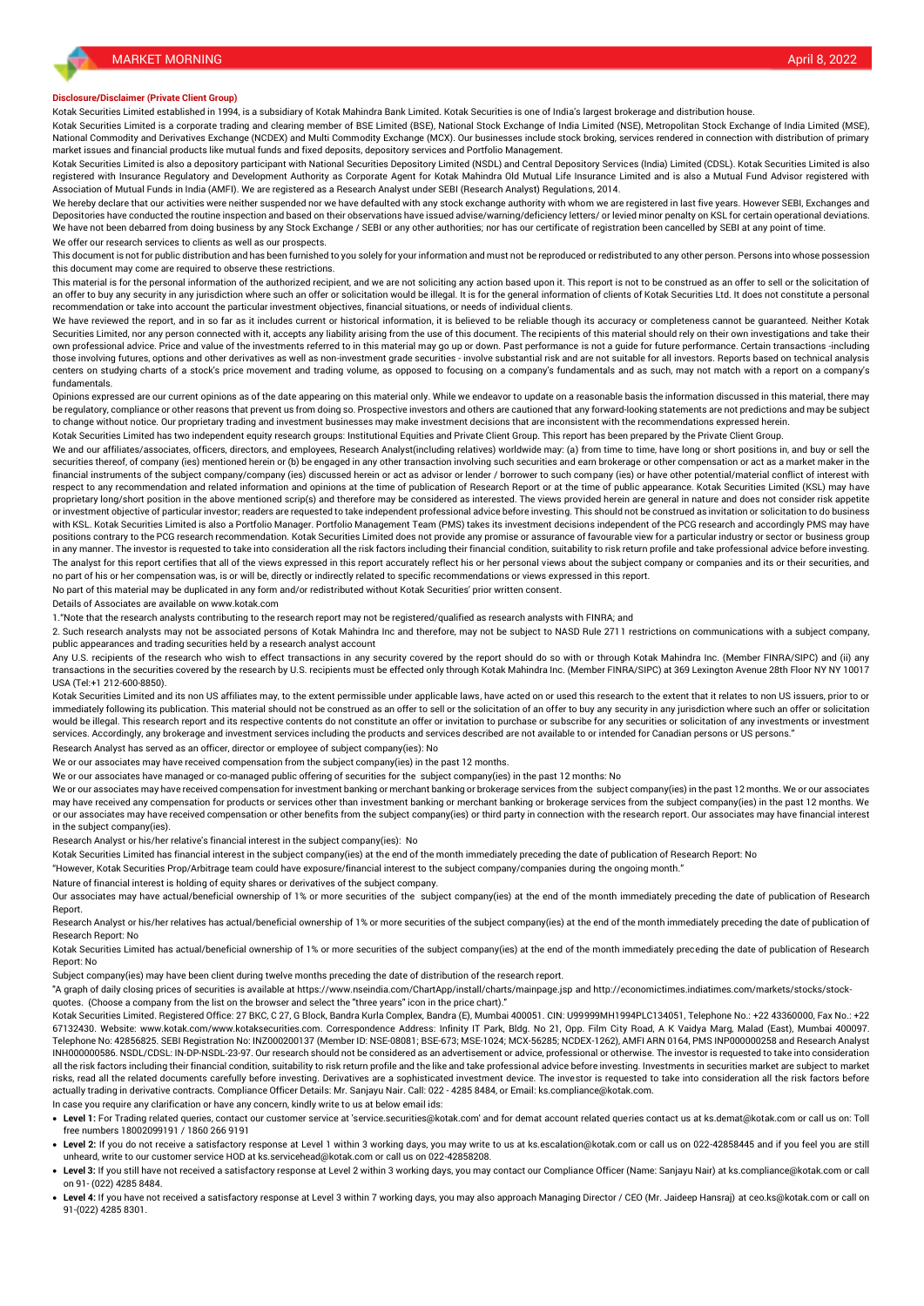**Disclosure/Disclaimer (Private Client Group)**

Kotak Securities Limited established in 1994, is a subsidiary of Kotak Mahindra Bank Limited. Kotak Securities is one of India's largest brokerage and distribution house.

Kotak Securities Limited is a corporate trading and clearing member of BSE Limited (BSE), National Stock Exchange of India Limited (NSE), Metropolitan Stock Exchange of India Limited (MSE), National Commodity and Derivatives Exchange (NCDEX) and Multi Commodity Exchange (MCX). Our businesses include stock broking, services rendered in connection with distribution of primary market issues and financial products like mutual funds and fixed deposits, depository services and Portfolio Management.

Kotak Securities Limited is also a depository participant with National Securities Depository Limited (NSDL) and Central Depository Services (India) Limited (CDSL). Kotak Securities Limited is also registered with Insurance Regulatory and Development Authority as Corporate Agent for Kotak Mahindra Old Mutual Life Insurance Limited and is also a Mutual Fund Advisor registered with Association of Mutual Funds in India (AMFI). We are registered as a Research Analyst under SEBI (Research Analyst) Regulations, 2014.

We hereby declare that our activities were neither suspended nor we have defaulted with any stock exchange authority with whom we are registered in last five years. However SEBI, Exchanges and Depositories have conducted the routine inspection and based on their observations have issued advise/warning/deficiency letters/ or levied minor penalty on KSL for certain operational deviations. We have not been debarred from doing business by any Stock Exchange / SEBI or any other authorities; nor has our certificate of registration been cancelled by SEBI at any point of time.

We offer our research services to clients as well as our prospects.

This document is not for public distribution and has been furnished to you solely for your information and must not be reproduced or redistributed to any other person. Persons into whose possession this document may come are required to observe these restrictions.

This material is for the personal information of the authorized recipient, and we are not soliciting any action based upon it. This report is not to be construed as an offer to sell or the solicitation of an offer to buy any security in any jurisdiction where such an offer or solicitation would be illegal. It is for the general information of clients of Kotak Securities Ltd. It does not constitute a personal recommendation or take into account the particular investment objectives, financial situations, or needs of individual clients.

We have reviewed the report, and in so far as it includes current or historical information, it is believed to be reliable though its accuracy or completeness cannot be guaranteed. Neither Kotak Securities Limited, nor any person connected with it, accepts any liability arising from the use of this document. The recipients of this material should rely on their own investigations and take their own professional advice. Price and value of the investments referred to in this material may go up or down. Past performance is not a guide for future performance. Certain transactions -including those involving futures, options and other derivatives as well as non-investment grade securities - involve substantial risk and are not suitable for all investors. Reports based on technical analysis centers on studying charts of a stock's price movement and trading volume, as opposed to focusing on a company's fundamentals and as such, may not match with a report on a company's fundamentals.

Opinions expressed are our current opinions as of the date appearing on this material only. While we endeavor to update on a reasonable basis the information discussed in this material, there may be regulatory, compliance or other reasons that prevent us from doing so. Prospective investors and others are cautioned that any forward-looking statements are not predictions and may be subject to change without notice. Our proprietary trading and investment businesses may make investment decisions that are inconsistent with the recommendations expressed herein.

Kotak Securities Limited has two independent equity research groups: Institutional Equities and Private Client Group. This report has been prepared by the Private Client Group.

We and our affiliates/associates, officers, directors, and employees, Research Analyst(including relatives) worldwide may: (a) from time to time, have long or short positions in, and buy or sell the securities thereof, of company (ies) mentioned herein or (b) be engaged in any other transaction involving such securities and earn brokerage or other compensation or act as a market maker in the financial instruments of the subject company/company (ies) discussed herein or act as advisor or lender / borrower to such company (ies) or have other potential/material conflict of interest with respect to any recommendation and related information and opinions at the time of publication of Research Report or at the time of public appearance. Kotak Securities Limited (KSL) may have proprietary long/short position in the above mentioned scrip(s) and therefore may be considered as interested. The views provided herein are general in nature and does not consider risk appetite or investment objective of particular investor; readers are requested to take independent professional advice before investing. This should not be construed as invitation or solicitation to do business with KSL. Kotak Securities Limited is also a Portfolio Manager. Portfolio Management Team (PMS) takes its investment decisions independent of the PCG research and accordingly PMS may have positions contrary to the PCG research recommendation. Kotak Securities Limited does not provide any promise or assurance of favourable view for a particular industry or sector or business group in any manner. The investor is requested to take into consideration all the risk factors including their financial condition, suitability to risk return profile and take professional advice before investing.

The analyst for this report certifies that all of the views expressed in this report accurately reflect his or her personal views about the subject company or companies and its or their securities, and no part of his or her compensation was, is or will be, directly or indirectly related to specific recommendations or views expressed in this report.

No part of this material may be duplicated in any form and/or redistributed without Kotak Securities' prior written consent.

Details of Associates are available on www.kotak.com

1."Note that the research analysts contributing to the research report may not be registered/qualified as research analysts with FINRA; and

2. Such research analysts may not be associated persons of Kotak Mahindra Inc and therefore, may not be subject to NASD Rule 2711 restrictions on communications with a subject company, public appearances and trading securities held by a research analyst account

Any U.S. recipients of the research who wish to effect transactions in any security covered by the report should do so with or through Kotak Mahindra Inc. (Member FINRA/SIPC) and (ii) any transactions in the securities covered by the research by U.S. recipients must be effected only through Kotak Mahindra Inc. (Member FINRA/SIPC) at 369 Lexington Avenue 28th Floor NY NY 10017 USA (Tel:+1 212-600-8850).

Kotak Securities Limited and its non US affiliates may, to the extent permissible under applicable laws, have acted on or used this research to the extent that it relates to non US issuers, prior to or immediately following its publication. This material should not be construed as an offer to sell or the solicitation of an offer to buy any security in any jurisdiction where such an offer or solicitation would be illegal. This research report and its respective contents do not constitute an offer or invitation to purchase or subscribe for any securities or solicitation of any investments or investment services. Accordingly, any brokerage and investment services including the products and services described are not available to or intended for Canadian persons or US persons."

Research Analyst has served as an officer, director or employee of subject company(ies): No

We or our associates may have received compensation from the subject company(ies) in the past 12 months.

We or our associates have managed or co-managed public offering of securities for the subject company(ies) in the past 12 months: No

We or our associates may have received compensation for investment banking or merchant banking or brokerage services from the subject company(ies) in the past 12 months. We or our associates may have received any compensation for products or services other than investment banking or merchant banking or brokerage services from the subject company(ies) in the past 12 months. We or our associates may have received compensation or other benefits from the subject company(ies) or third party in connection with the research report. Our associates may have financial interest in the subject company(ies).

Research Analyst or his/her relative's financial interest in the subject company(ies): No

Kotak Securities Limited has financial interest in the subject company(ies) at the end of the month immediately preceding the date of publication of Research Report: No

"However, Kotak Securities Prop/Arbitrage team could have exposure/financial interest to the subject company/companies during the ongoing month."

Nature of financial interest is holding of equity shares or derivatives of the subject company.

Our associates may have actual/beneficial ownership of 1% or more securities of the subject company(ies) at the end of the month immediately preceding the date of publication of Research Report.

Research Analyst or his/her relatives has actual/beneficial ownership of 1% or more securities of the subject company(ies) at the end of the month immediately preceding the date of publication of Research Report: No

Kotak Securities Limited has actual/beneficial ownership of 1% or more securities of the subject company(ies) at the end of the month immediately preceding the date of publication of Research Report: No

Subject company(ies) may have been client during twelve months preceding the date of distribution of the research report.

"A graph of daily closing prices of securities is available at https://www.nseindia.com/ChartApp/install/charts/mainpage.jsp and http://economictimes.indiatimes.com/markets/stocks/stock-quotes. (Choose a company from the list on the browser and select the "three years" icon in the price chart)."

Kotak Securities Limited. Registered Office: 27 BKC, C 27, G Block, Bandra Kurla Complex, Bandra (E), Mumbai 400051. CIN: U99999MH1994PLC134051, Telephone No.: +22 43360000, Fax No.: +22 67132430. Website: www.kotak.com/www.kotaksecurities.com. Correspondence Address: Infinity IT Park, Bldg. No 21, Opp. Film City Road, A K Vaidya Marg, Malad (East), Mumbai 400097. Telephone No: 42856825. SEBI Registration No: INZ000200137 (Member ID: NSE-08081; BSE-673; MSE-1024; MCX-56285; NCDEX-1262), AMFI ARN 0164, PMS INP000000258 and Research Analyst INH000000586. NSDL/CDSL: IN-DP-NSDL-23-97. Our research should not be considered as an advertisement or advice, professional or otherwise. The investor is requested to take into consideration all the risk factors including their financial condition, suitability to risk return profile and the like and take professional advice before investing. Investments in securities market are subject to market risks, read all the related documents carefully before investing. Derivatives are a sophisticated investment device. The investor is requested to take into consideration all the risk factors before actually trading in derivative contracts. Compliance Officer Details: Mr. Sanjayu Nair. Call: 022 - 4285 8484, or Email: ks.compliance@kotak.com.

In case you require any clarification or have any concern, kindly write to us at below email ids:

- **Level 1:** For Trading related queries, contact our customer service at 'service.securities@kotak.com' and for demat account related queries contact us at ks.demat@kotak.com or call us on: Toll free numbers 18002099191 / 1860 266 9191
- **Level 2:** If you do not receive a satisfactory response at Level 1 within 3 working days, you may write to us at ks.escalation@kotak.com or call us on 022-42858445 and if you feel you are still unheard, write to our customer service HOD at ks.servicehead@kotak.com or call us on 022-42858208.
- **Level 3:** If you still have not received a satisfactory response at Level 2 within 3 working days, you may contact our Compliance Officer (Name: Sanjayu Nair) at ks.compliance@kotak.com or call on 91- (022) 4285 8484.
- **Level 4:** If you have not received a satisfactory response at Level 3 within 7 working days, you may also approach Managing Director / CEO (Mr. Jaideep Hansraj) at ceo.ks@kotak.com or call on 91-(022) 4285 8301.